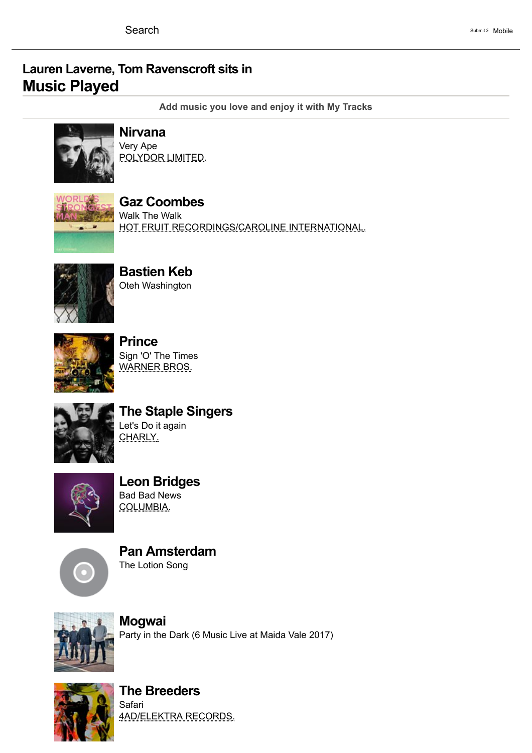Search

Submit S Mobile

## Lauren Laverne, Tom Ravenscroft sits in

# Music Played

Add music you love and enjoy it with My Tracks

### Nirvana
Very Ape
POLYDOR LIMITED.

### Gaz Coombes
Walk The Walk
HOT FRUIT RECORDINGS/CAROLINE INTERNATIONAL.

### Bastien Keb
Oteh Washington

### Prince
Sign 'O' The Times
WARNER BROS.

### The Staple Singers
Let's Do it again
CHARLY.

### Leon Bridges
Bad Bad News
COLUMBIA.

### Pan Amsterdam
The Lotion Song

### Mogwai
Party in the Dark (6 Music Live at Maida Vale 2017)

### The Breeders
Safari
4AD/ELEKTRA RECORDS.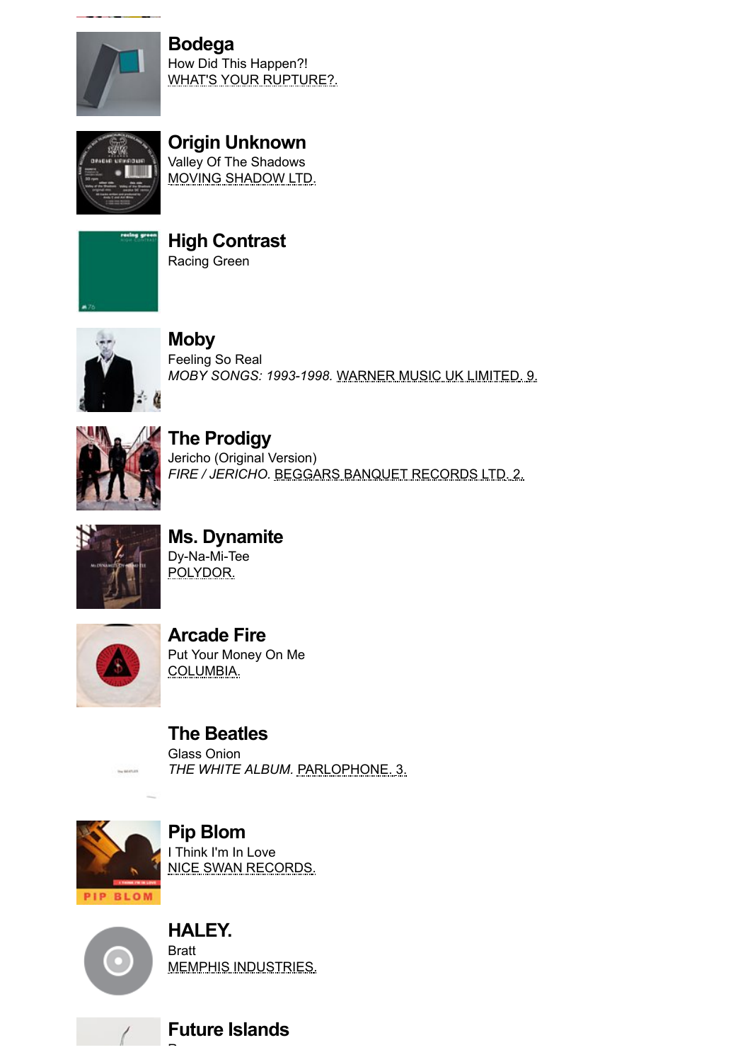### Bodega
How Did This Happen?!
WHAT'S YOUR RUPTURE?.

### Origin Unknown
Valley Of The Shadows
MOVING SHADOW LTD.

### High Contrast
Racing Green

### Moby
Feeling So Real
*MOBY SONGS: 1993-1998.* WARNER MUSIC UK LIMITED. 9.

### The Prodigy
Jericho (Original Version)
*FIRE / JERICHO.* BEGGARS BANQUET RECORDS LTD. 2.

### Ms. Dynamite
Dy-Na-Mi-Tee
POLYDOR.

### Arcade Fire
Put Your Money On Me
COLUMBIA.

### The Beatles
Glass Onion
*THE WHITE ALBUM.* PARLOPHONE. 3.

### Pip Blom
I Think I'm In Love
NICE SWAN RECORDS.

### HALEY.
Bratt
MEMPHIS INDUSTRIES.

### Future Islands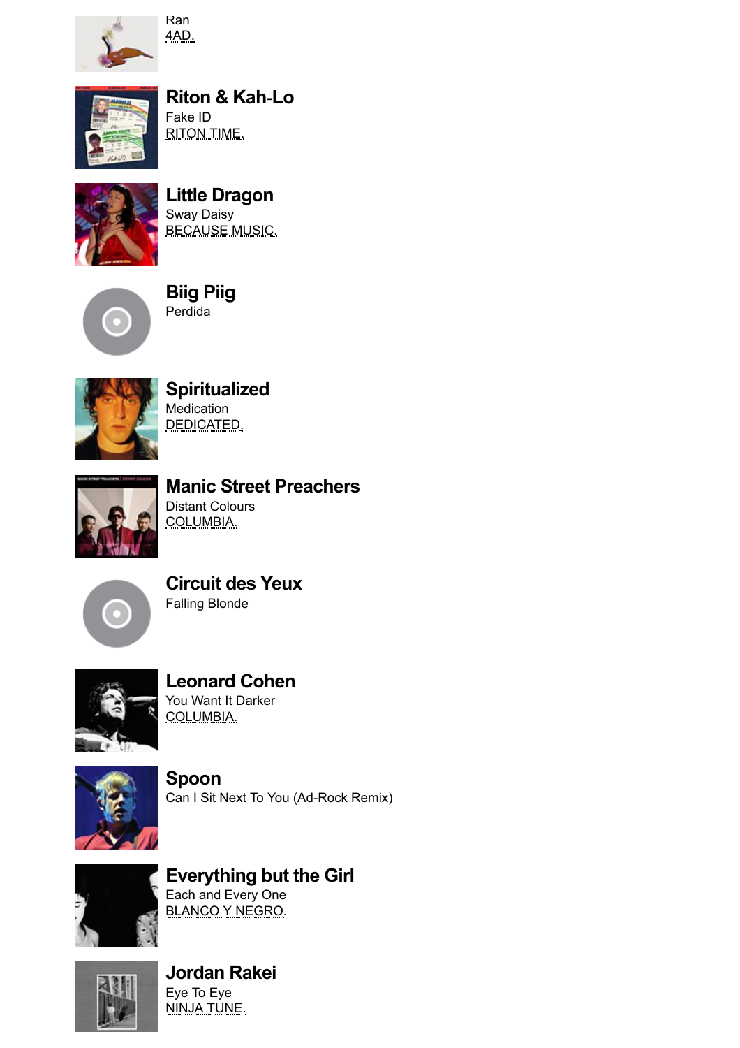Ran
4AD.

**Riton & Kah-Lo**
Fake ID
RITON TIME.

**Little Dragon**
Sway Daisy
BECAUSE MUSIC.

**Biig Piig**
Perdida

**Spiritualized**
Medication
DEDICATED.

**Manic Street Preachers**
Distant Colours
COLUMBIA.

**Circuit des Yeux**
Falling Blonde

**Leonard Cohen**
You Want It Darker
COLUMBIA.

**Spoon**
Can I Sit Next To You (Ad-Rock Remix)

**Everything but the Girl**
Each and Every One
BLANCO Y NEGRO.

**Jordan Rakei**
Eye To Eye
NINJA TUNE.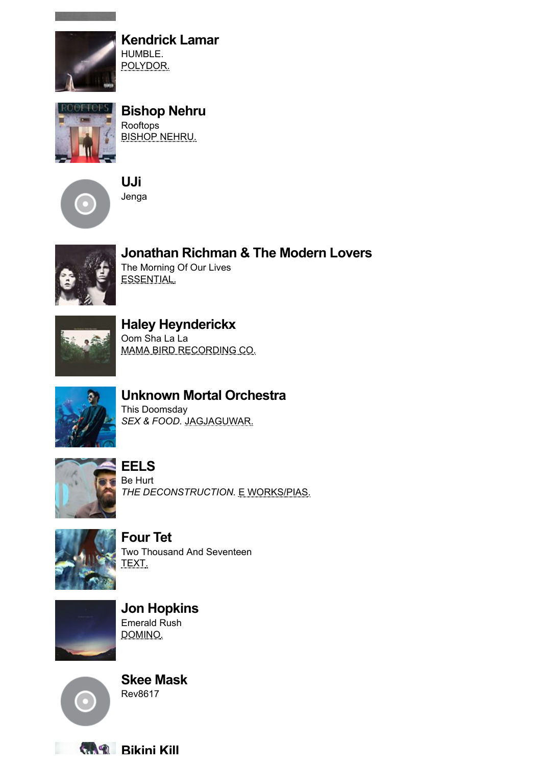**Kendrick Lamar**
HUMBLE.
POLYDOR.

**Bishop Nehru**
Rooftops
BISHOP NEHRU.

**UJi**
Jenga

**Jonathan Richman & The Modern Lovers**
The Morning Of Our Lives
ESSENTIAL.

**Haley Heynderickx**
Oom Sha La La
MAMA BIRD RECORDING CO.

**Unknown Mortal Orchestra**
This Doomsday
*SEX & FOOD.* JAGJAGUWAR.

**EELS**
Be Hurt
*THE DECONSTRUCTION.* E WORKS/PIAS.

**Four Tet**
Two Thousand And Seventeen
TEXT.

**Jon Hopkins**
Emerald Rush
DOMINO.

**Skee Mask**
Rev8617

**Bikini Kill**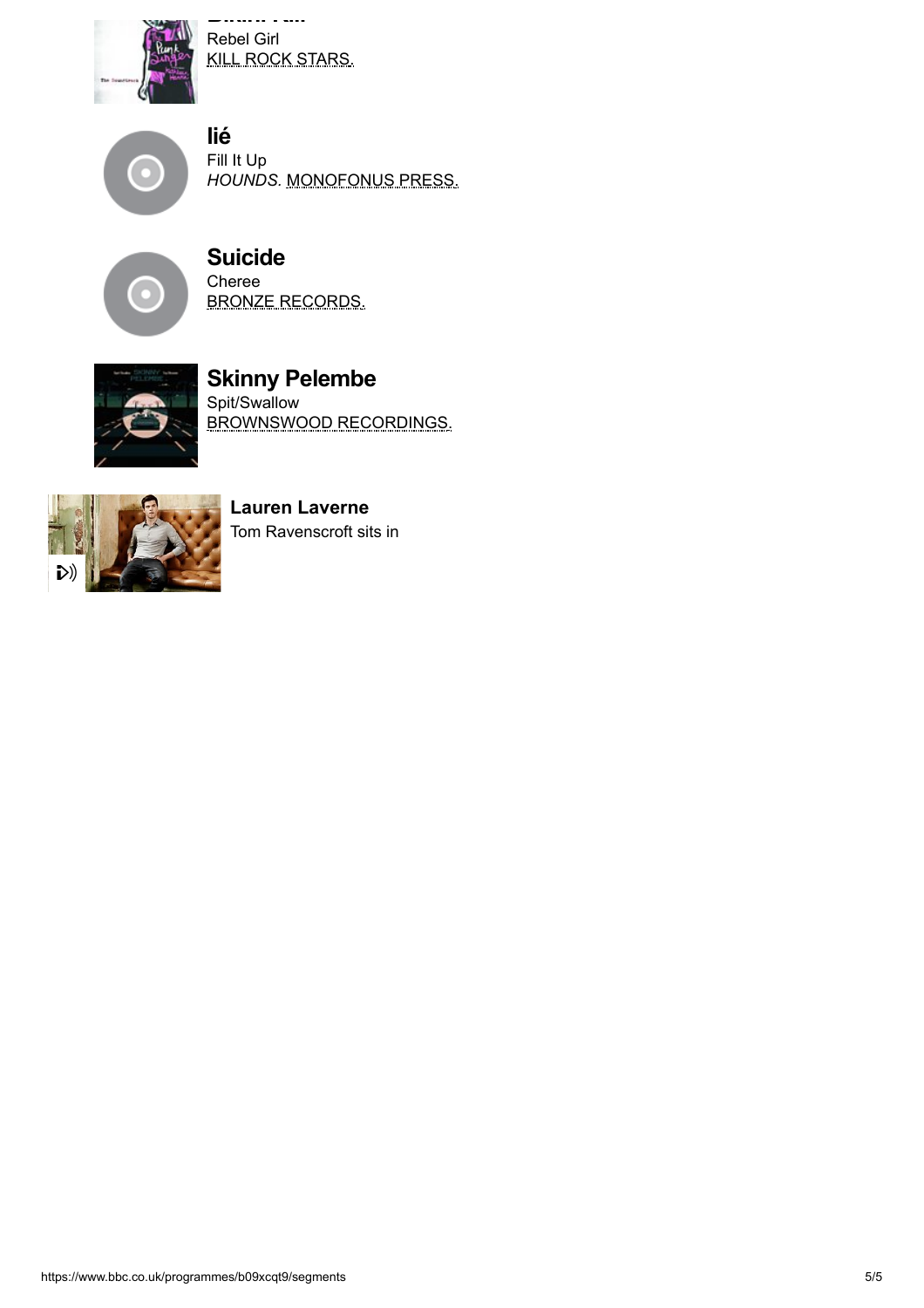Rebel Girl
KILL ROCK STARS.

### lié

Fill It Up
*HOUNDS*. MONOFONUS PRESS.

### Suicide

Cheree
BRONZE RECORDS.

### Skinny Pelembe

Spit/Swallow
BROWNSWOOD RECORDINGS.

**Lauren Laverne**
Tom Ravenscroft sits in